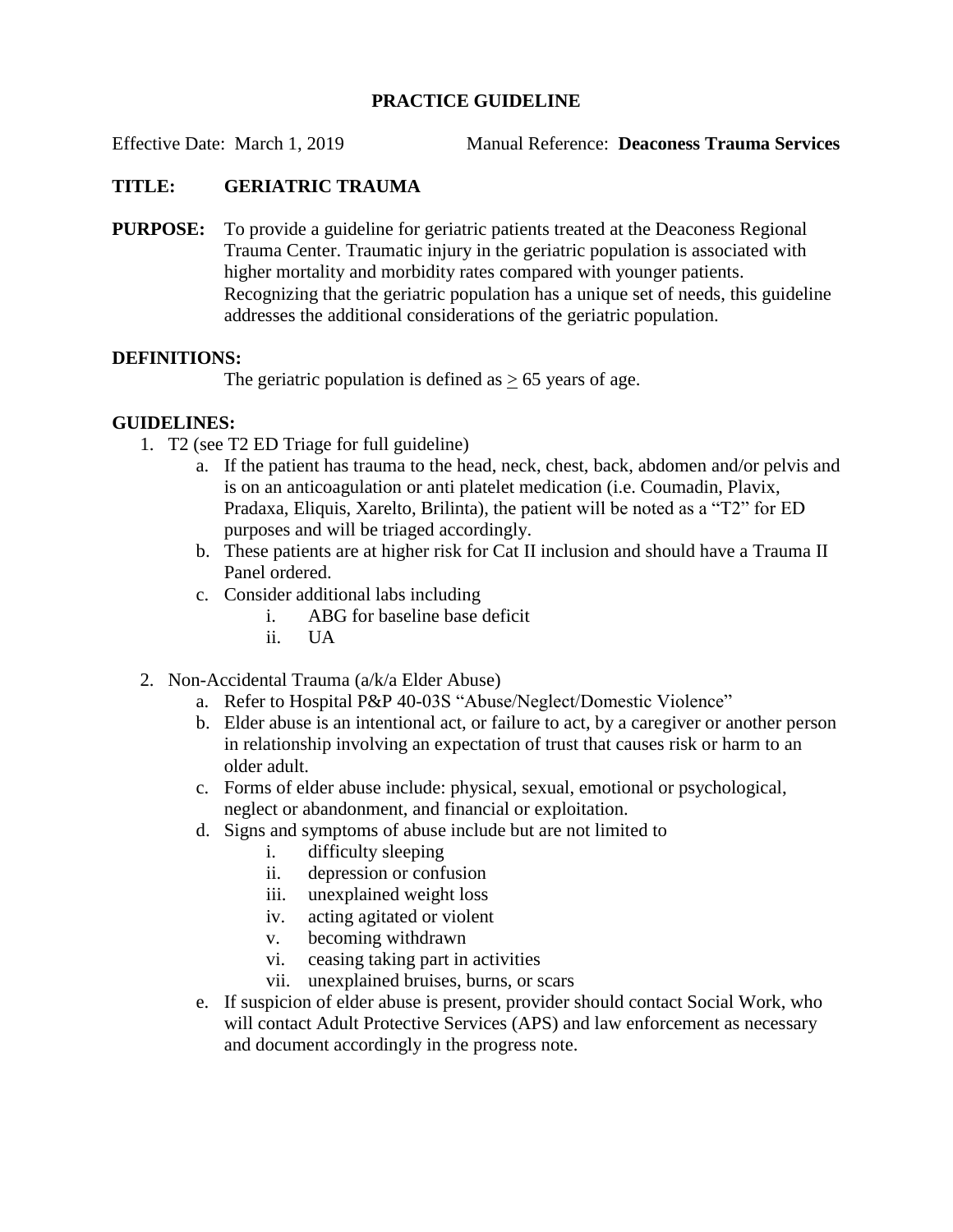# PRACTICE GUIDELINE

Effective Date: March 1, 2019 Manual Reference: **Deaconess Trauma Services**

**TITLE:** **GERIATRIC TRAUMA**

**PURPOSE:** To provide a guideline for geriatric patients treated at the Deaconess Regional Trauma Center. Traumatic injury in the geriatric population is associated with higher mortality and morbidity rates compared with younger patients. Recognizing that the geriatric population has a unique set of needs, this guideline addresses the additional considerations of the geriatric population.

**DEFINITIONS:**

The geriatric population is defined as $\geq$ 65 years of age.

**GUIDELINES:**

1. T2 (see T2 ED Triage for full guideline)
    a. If the patient has trauma to the head, neck, chest, back, abdomen and/or pelvis and is on an anticoagulation or anti platelet medication (i.e. Coumadin, Plavix, Pradaxa, Eliquis, Xarelto, Brilinta), the patient will be noted as a "T2" for ED purposes and will be triaged accordingly.
    b. These patients are at higher risk for Cat II inclusion and should have a Trauma II Panel ordered.
    c. Consider additional labs including
        i. ABG for baseline base deficit
        ii. UA

2. Non-Accidental Trauma (a/k/a Elder Abuse)
    a. Refer to Hospital P&P 40-03S "Abuse/Neglect/Domestic Violence"
    b. Elder abuse is an intentional act, or failure to act, by a caregiver or another person in relationship involving an expectation of trust that causes risk or harm to an older adult.
    c. Forms of elder abuse include: physical, sexual, emotional or psychological, neglect or abandonment, and financial or exploitation.
    d. Signs and symptoms of abuse include but are not limited to
        i. difficulty sleeping
        ii. depression or confusion
        iii. unexplained weight loss
        iv. acting agitated or violent
        v. becoming withdrawn
        vi. ceasing taking part in activities
        vii. unexplained bruises, burns, or scars
    e. If suspicion of elder abuse is present, provider should contact Social Work, who will contact Adult Protective Services (APS) and law enforcement as necessary and document accordingly in the progress note.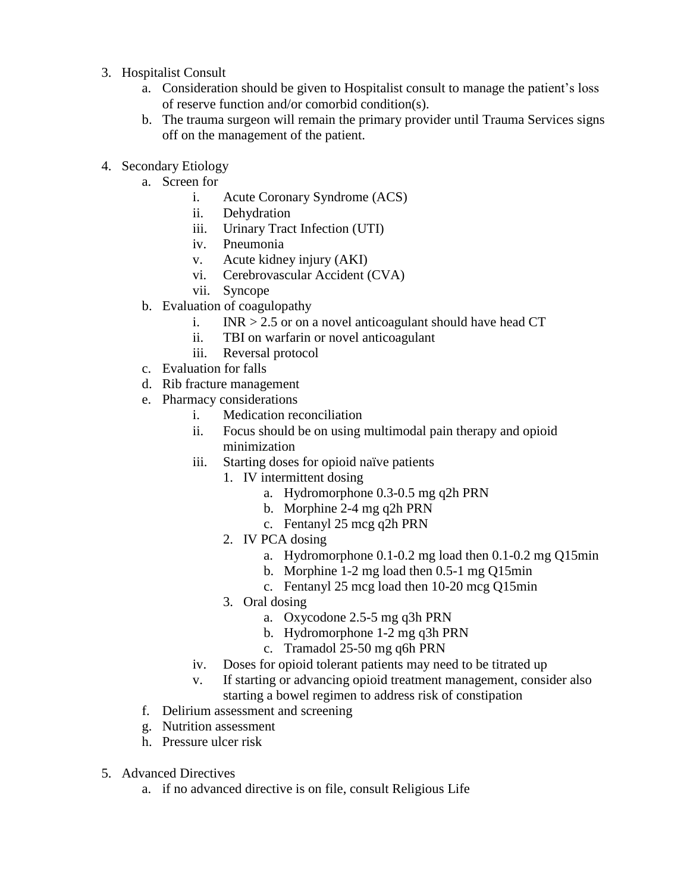3. Hospitalist Consult
    a. Consideration should be given to Hospitalist consult to manage the patient's loss of reserve function and/or comorbid condition(s).
    b. The trauma surgeon will remain the primary provider until Trauma Services signs off on the management of the patient.

4. Secondary Etiology
    a. Screen for
        i. Acute Coronary Syndrome (ACS)
        ii. Dehydration
        iii. Urinary Tract Infection (UTI)
        iv. Pneumonia
        v. Acute kidney injury (AKI)
        vi. Cerebrovascular Accident (CVA)
        vii. Syncope
    b. Evaluation of coagulopathy
        i. INR > 2.5 or on a novel anticoagulant should have head CT
        ii. TBI on warfarin or novel anticoagulant
        iii. Reversal protocol
    c. Evaluation for falls
    d. Rib fracture management
    e. Pharmacy considerations
        i. Medication reconciliation
        ii. Focus should be on using multimodal pain therapy and opioid minimization
        iii. Starting doses for opioid naïve patients
            1. IV intermittent dosing
                a. Hydromorphone 0.3-0.5 mg q2h PRN
                b. Morphine 2-4 mg q2h PRN
                c. Fentanyl 25 mcg q2h PRN
            2. IV PCA dosing
                a. Hydromorphone 0.1-0.2 mg load then 0.1-0.2 mg Q15min
                b. Morphine 1-2 mg load then 0.5-1 mg Q15min
                c. Fentanyl 25 mcg load then 10-20 mcg Q15min
            3. Oral dosing
                a. Oxycodone 2.5-5 mg q3h PRN
                b. Hydromorphone 1-2 mg q3h PRN
                c. Tramadol 25-50 mg q6h PRN
        iv. Doses for opioid tolerant patients may need to be titrated up
        v. If starting or advancing opioid treatment management, consider also starting a bowel regimen to address risk of constipation
    f. Delirium assessment and screening
    g. Nutrition assessment
    h. Pressure ulcer risk

5. Advanced Directives
    a. if no advanced directive is on file, consult Religious Life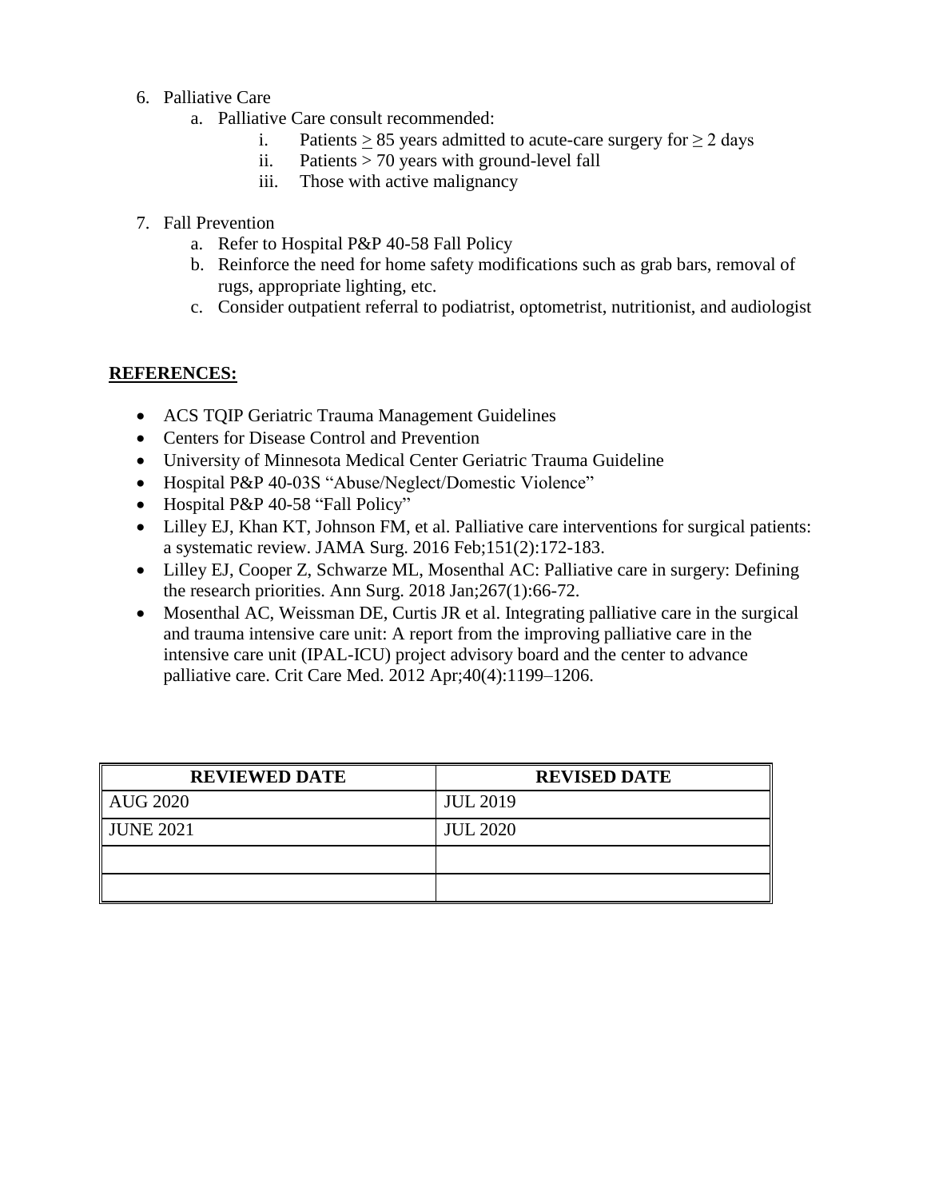6. Palliative Care
   a. Palliative Care consult recommended:
      i. Patients $\geq$ 85 years admitted to acute-care surgery for $\geq$ 2 days
      ii. Patients > 70 years with ground-level fall
      iii. Those with active malignancy

7. Fall Prevention
   a. Refer to Hospital P&P 40-58 Fall Policy
   b. Reinforce the need for home safety modifications such as grab bars, removal of rugs, appropriate lighting, etc.
   c. Consider outpatient referral to podiatrist, optometrist, nutritionist, and audiologist

**REFERENCES:**

- ACS TQIP Geriatric Trauma Management Guidelines
- Centers for Disease Control and Prevention
- University of Minnesota Medical Center Geriatric Trauma Guideline
- Hospital P&P 40-03S "Abuse/Neglect/Domestic Violence"
- Hospital P&P 40-58 "Fall Policy"
- Lilley EJ, Khan KT, Johnson FM, et al. Palliative care interventions for surgical patients: a systematic review. JAMA Surg. 2016 Feb;151(2):172-183.
- Lilley EJ, Cooper Z, Schwarze ML, Mosenthal AC: Palliative care in surgery: Defining the research priorities. Ann Surg. 2018 Jan;267(1):66-72.
- Mosenthal AC, Weissman DE, Curtis JR et al. Integrating palliative care in the surgical and trauma intensive care unit: A report from the improving palliative care in the intensive care unit (IPAL-ICU) project advisory board and the center to advance palliative care. Crit Care Med. 2012 Apr;40(4):1199–1206.

| REVIEWED DATE | REVISED DATE |
| --- | --- |
| AUG 2020 | JUL 2019 |
| JUNE 2021 | JUL 2020 |
| | |
| | |